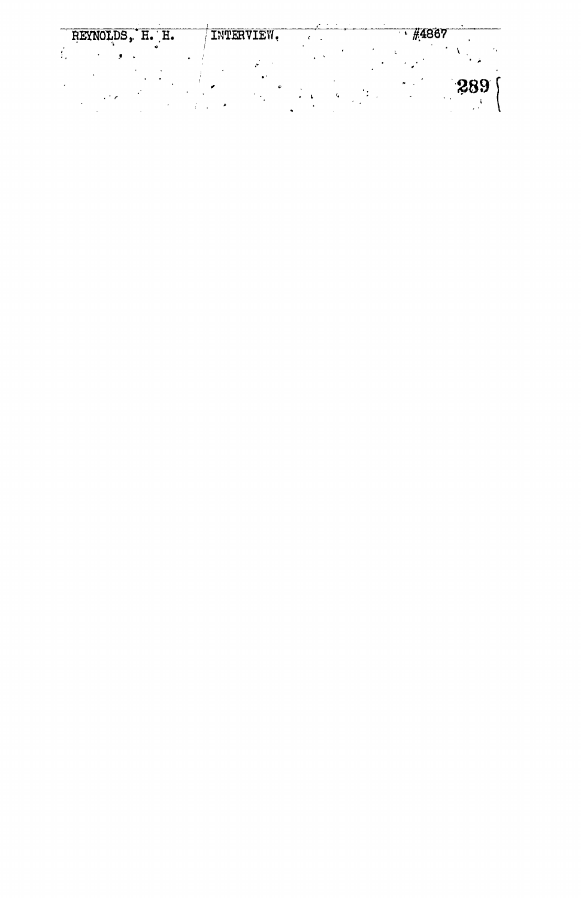REYNOLDS, H. H. INTERVIEW. #4867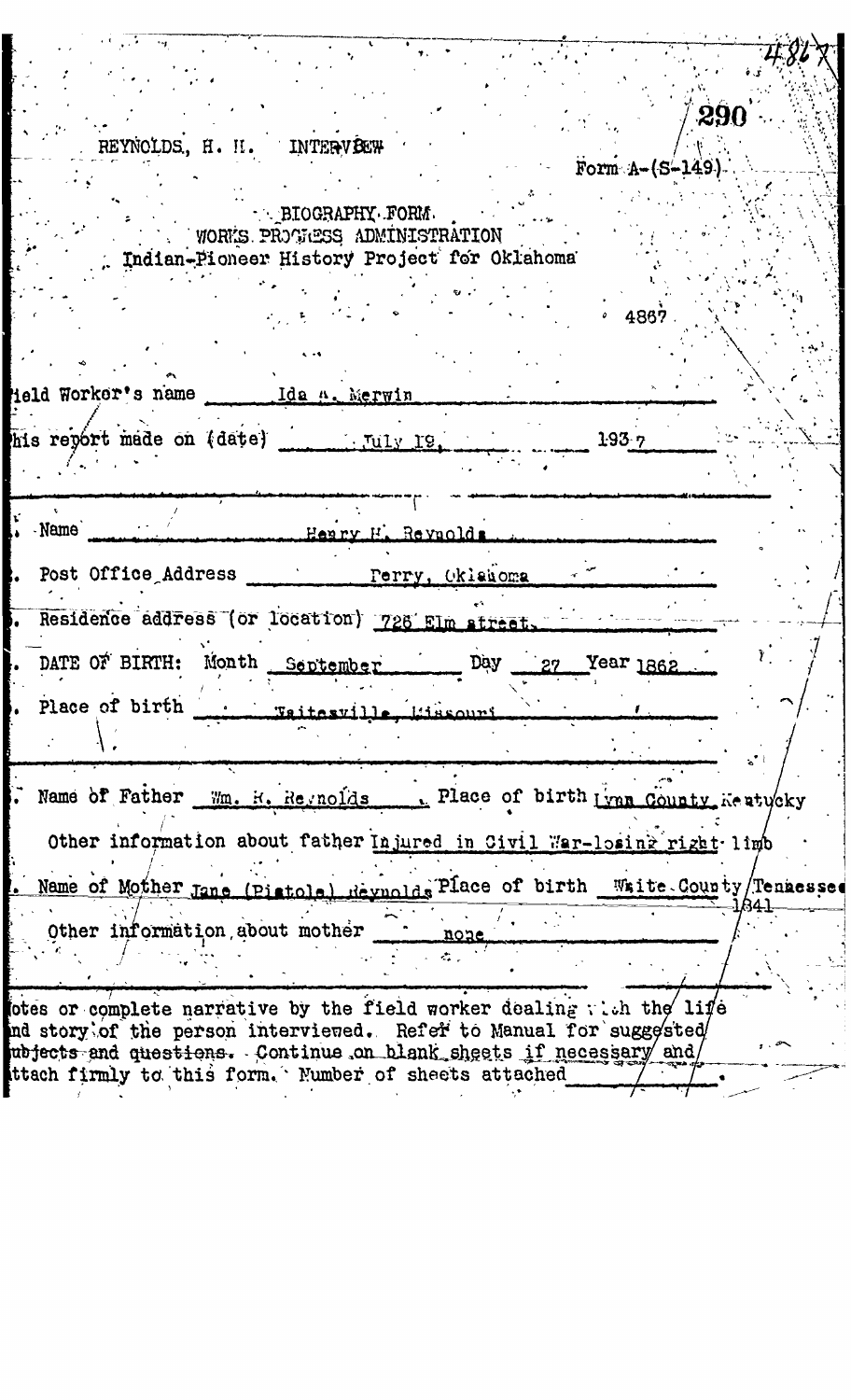REYNOLDS, H. H. INTERVIEW

Form A-(S-149)

BIOGRAPHY FORM
WORKS PROGRESS ADMINISTRATION
Indian-Pioneer History Project for Oklahoma

4867

Field Worker's name Ida A. Merwin

This report made on (date) July 19, 1937

1. Name Henry H. Reynolds

2. Post Office Address Perry, Oklahoma

3. Residence address (or location) 725 Elm street.

4. DATE OF BIRTH: Month September Day 27 Year 1862

5. Place of birth Waitesville, Missouri

6. Name of Father Wm. H. Reynolds Place of birth Lynn County, Kentucky

Other information about father Injured in Civil War-losing right limb

7. Name of Mother Jane (Pistole) Reynolds Place of birth White County Tennessee 1841

Other information about mother none

Notes or complete narrative by the field worker dealing with the life and story of the person interviewed. Refer to Manual for suggested subjects and questions. Continue on blank sheets if necessary and attach firmly to this form. Number of sheets attached ______.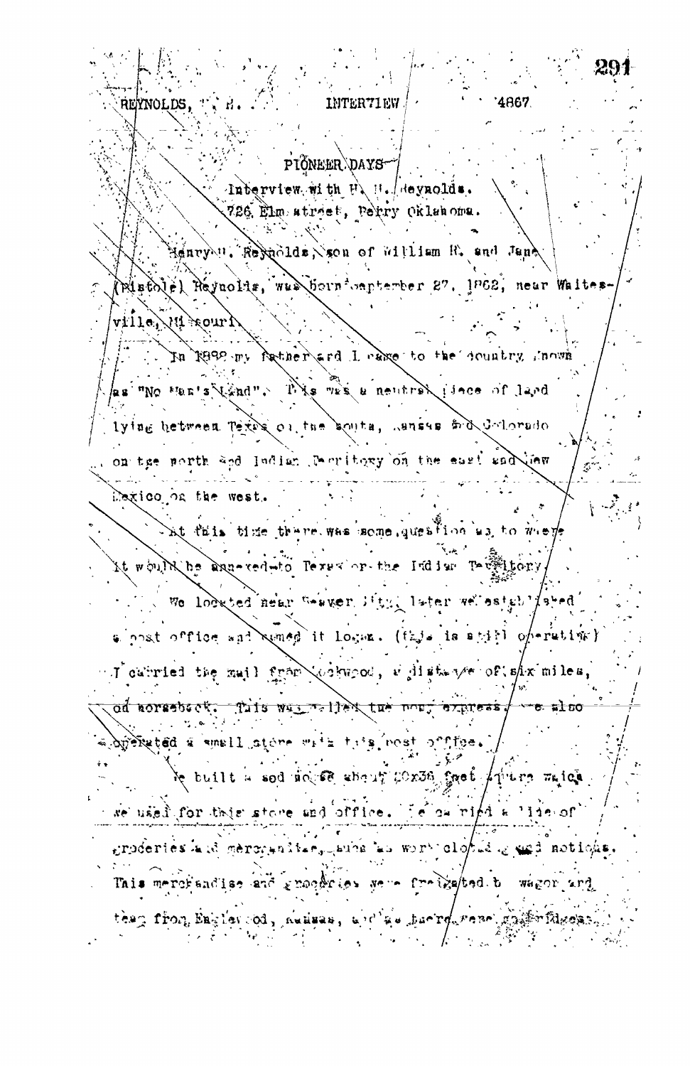REYNOLDS, H. H. INTERVIEW 4867

## PIONEER DAYS

Interview with H. H. Reynolds.
726 Elm street, Perry Oklahoma.

Henry H. Reynolds, son of William R. and Jane (Pistole) Reynolds, was born September 27, 1862, near Waitesville, Missouri.

In 1888 my father and I came to the country known as "No Man's Land". This was a neutral piece of land lying between Texas on the south, Kansas and Colorado on the north and Indian Territory on the east and New Mexico on the west.

At this time there was some question as to where it would be annexed to Texas or the Indian Territory.

We located near Beaver City, later we established a post office and named it Logan. (this is still operating) I carried the mail from Lockwood, a distance of six miles, on horseback. This was called the pony express. We also operated a small store with this post office.

We built a sod house about 20x36 feet square which we used for this store and office. We carried a line of groceries and merchandise, such as work clothing and notions. This merchandise and groceries were freighted by wagon and team from Englewood, Kansas, and we bartered some merchandise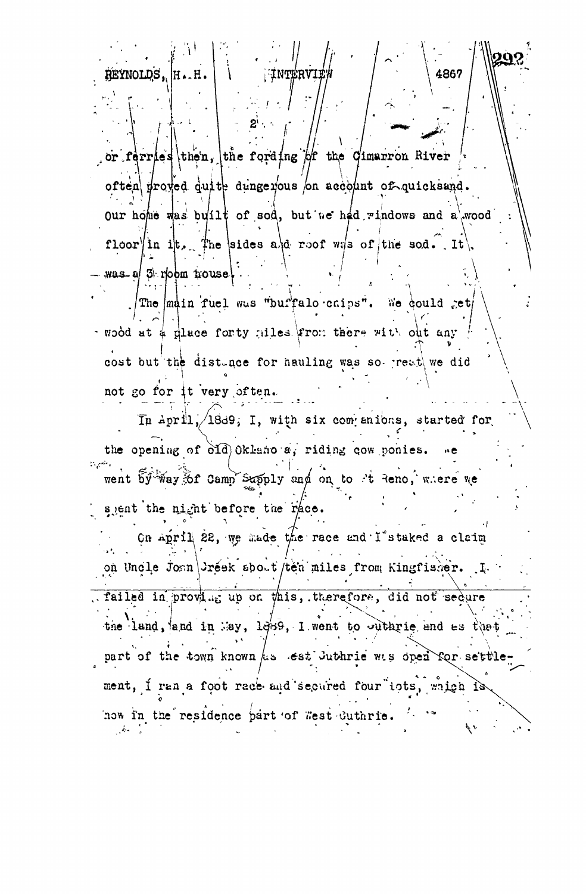or ferries then, the fording of the Cimarron River often proved quite dangerous on account of quicksand. Our home was built of sod, but we had windows and a wood floor in it. The sides and roof was of the sod. It was a 3 room house.

The main fuel was "buffalo chips". We could get wood at a place forty miles from there with out any cost but the distance for hauling was so great we did not go for it very often.

In April, 1889, I, with six companions, started for the opening of old Oklahoma, riding cow ponies. We went by way of Camp Supply and on to Ft Reno, where we spent the night before the race.

On April 22, we made the race and I staked a claim on Uncle John Creek about ten miles from Kingfisher. I failed in proving up on this, therefore, did not secure the land, and in May, 1889, I went to Guthrie and as that part of the town known as West Guthrie was open for settlement, I ran a foot race and secured four lots, which is now in the residence part of West Guthrie.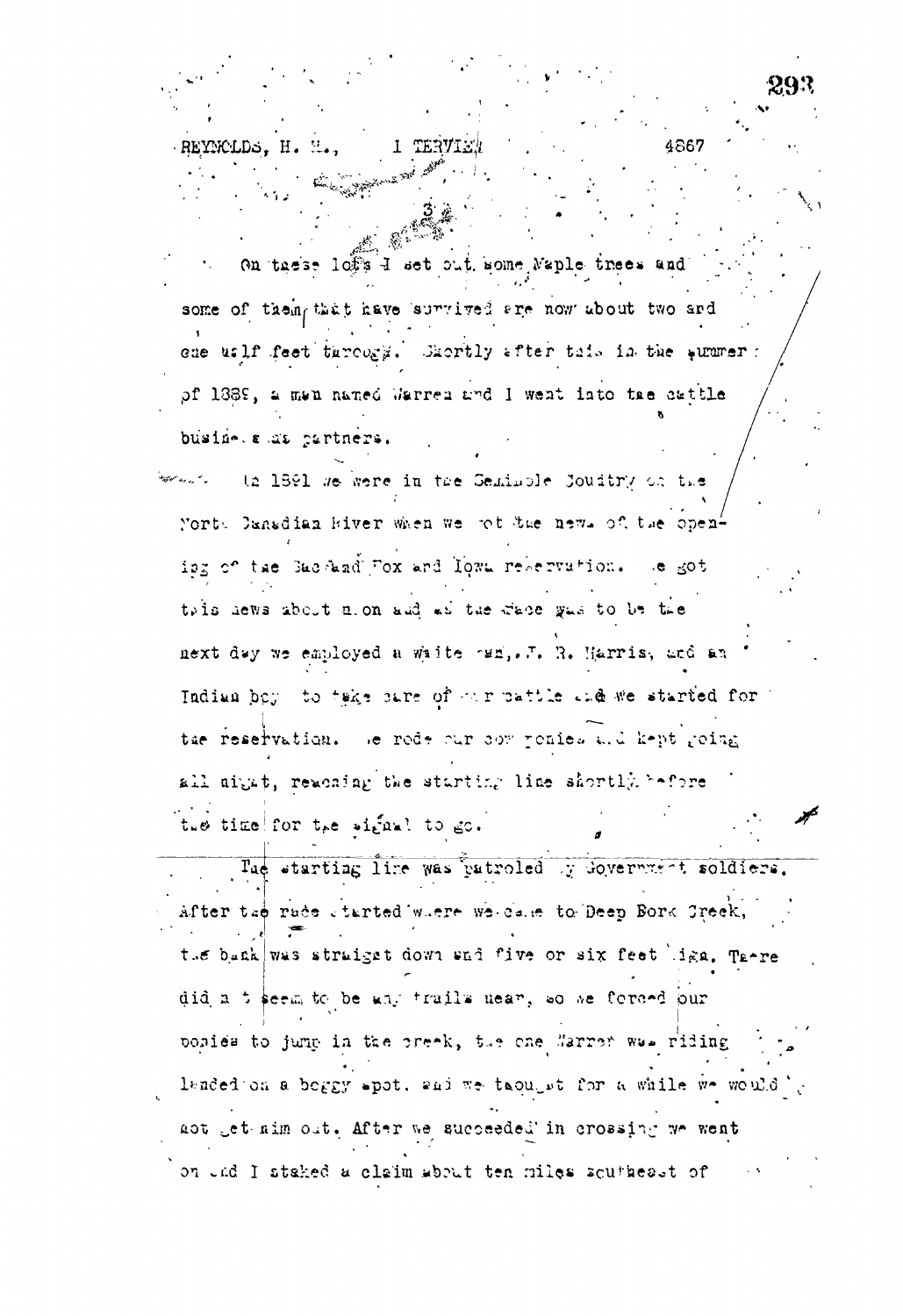REYNOLDS, H. H., INTERVIEW 4867

On these lots I set out some Maple trees and some of them that have survived are now about two and one half feet through. Shortly after this in the summer of 1889, a man named Warren and I went into the cattle business as partners.

In 1891 we were in the Seminole Country on the North Canadian River when we got the news of the opening of the Sac and Fox and Iowa reservation. We got this news about noon and as the race was to be the next day we employed a white man, J. R. Harris, and an Indian boy to take care of our cattle and we started for the reservation. We rode our cow ponies and kept going all night, reaching the starting line shortly before the time for the signal to go.

The starting line was patroled by Government soldiers. After the race started where we came to Deep Fork Creek, the bank was straight down and five or six feet high. There did not seem to be any trails near, so we forced our ponies to jump in the creek, the one Warren was riding landed on a boggy spot, and we thought for a while we would not get him out. After we succeeded in crossing we went on and I staked a claim about ten miles southeast of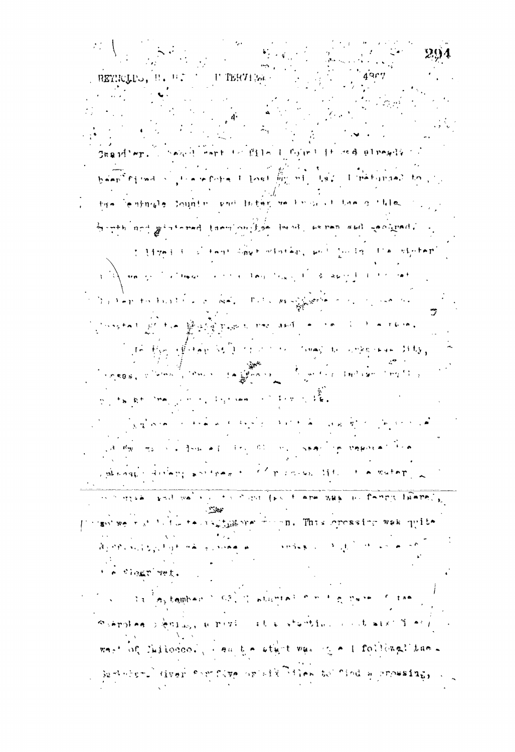Chandler. I went out to file I found it had already been filed, therefore I lost my claim. I returned to the Seminole Country and later we brought the cattle north and wintered them on the head, Skeleton and ...

I lived in a tent that winter, ... the winter ...

... Arkansas City, Kansas, ... Indian ...

... water ... there was no ferry there, ... This crossing was quite difficult, but we crossed ... the floor wet.

In September 1893, I started for the run of the Cherokee Strip, arriving at the starting line about six miles west of Chilocco. When the start was made I followed the Arkansas River for five or six miles to find a crossing,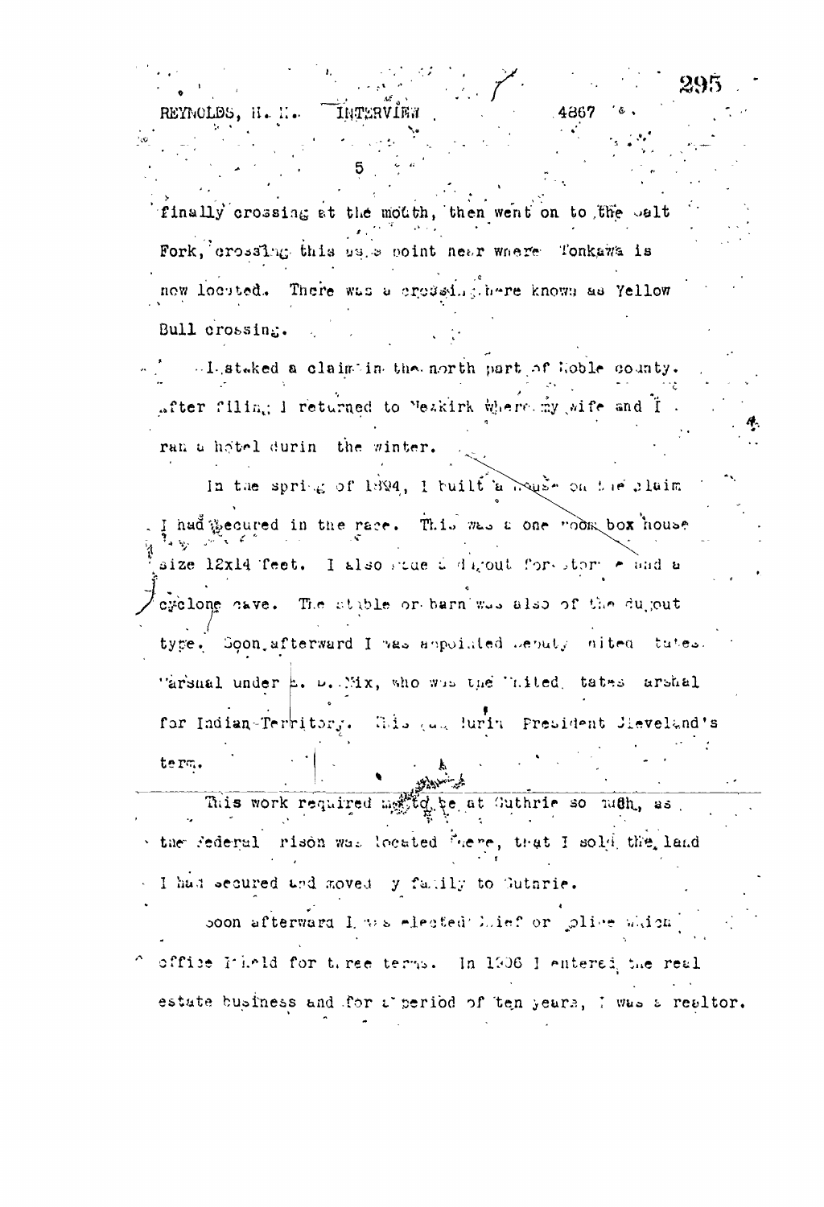finally crossing at the mouth, then went on to the Salt Fork, crossing this at a point near where Tonkawa is now located. There was a crossing here known as Yellow Bull crossing.

I staked a claim in the north part of Noble county. After filing I returned to Newkirk where my wife and I ran a hotel during the winter.

In the spring of 1894, I built a house on the claim I had secured in the race. This was a one room box house size 12x14 feet. I also made a dugout for storage and a cyclone cave. The stable or barn was also of the dugout type. Soon afterward I was appointed Deputy United States Marshal under E. D. Nix, who was the United States Marshal for Indian Territory. This was during President Cleveland's term.

This work required me to be at Guthrie so much, as the federal prison was located there, that I sold the land I had secured and moved my family to Guthrie.

Soon afterward I was elected Chief of Police which office I held for three terms. In 1906 I entered the real estate business and for a period of ten years, I was a realtor.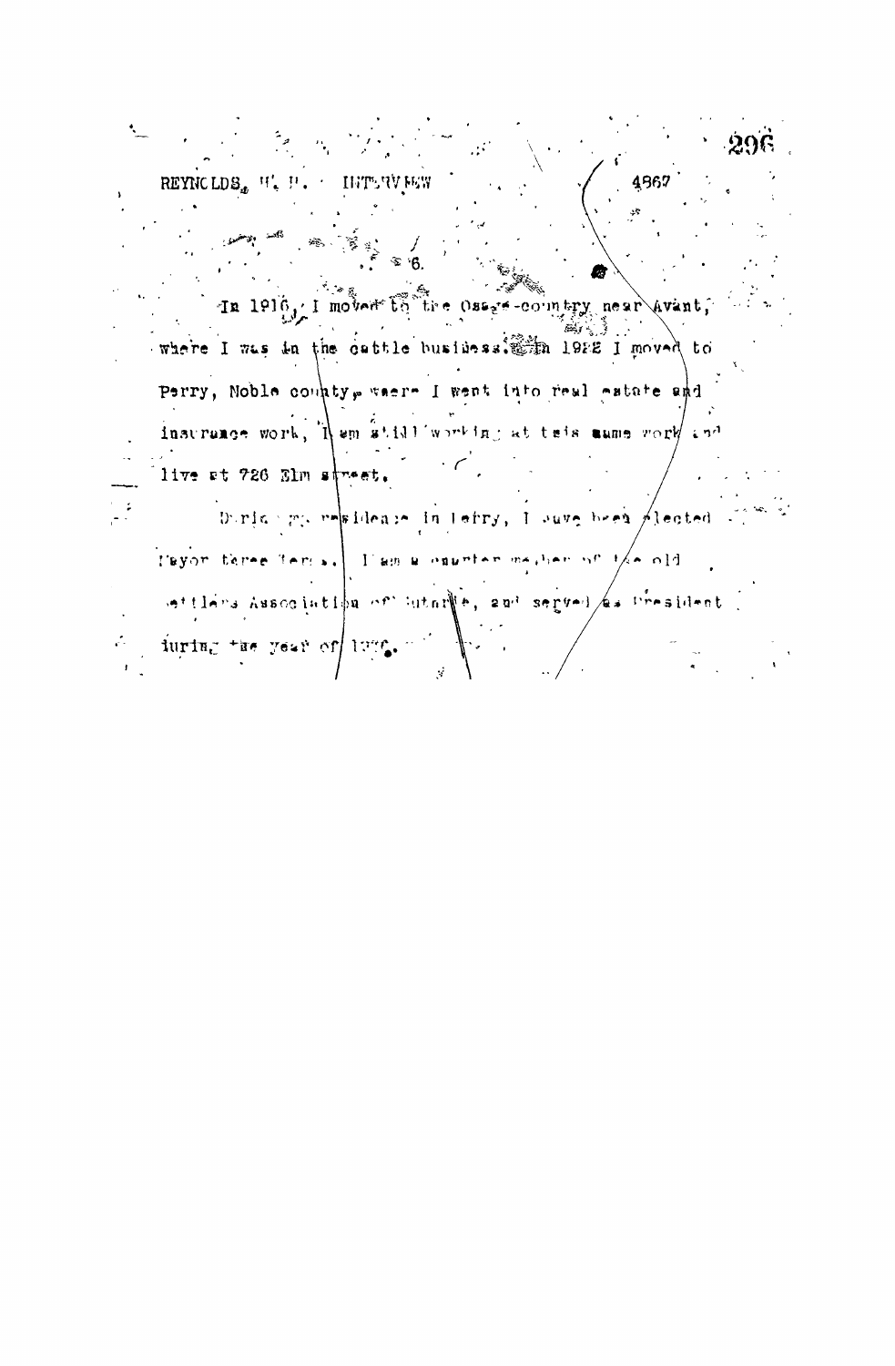6.

In 1916, I moved to the Osage country near Avant, where I was in the cattle business. In 1922 I moved to Perry, Noble county, where I went into real estate and insurance work, I am still working at this same work and live at 726 Elm street.

During my residence in Perry, I have been elected Mayor three terms. I am a charter member of the old settlers Association of Cutnrie, and served as President during the year of 1936.